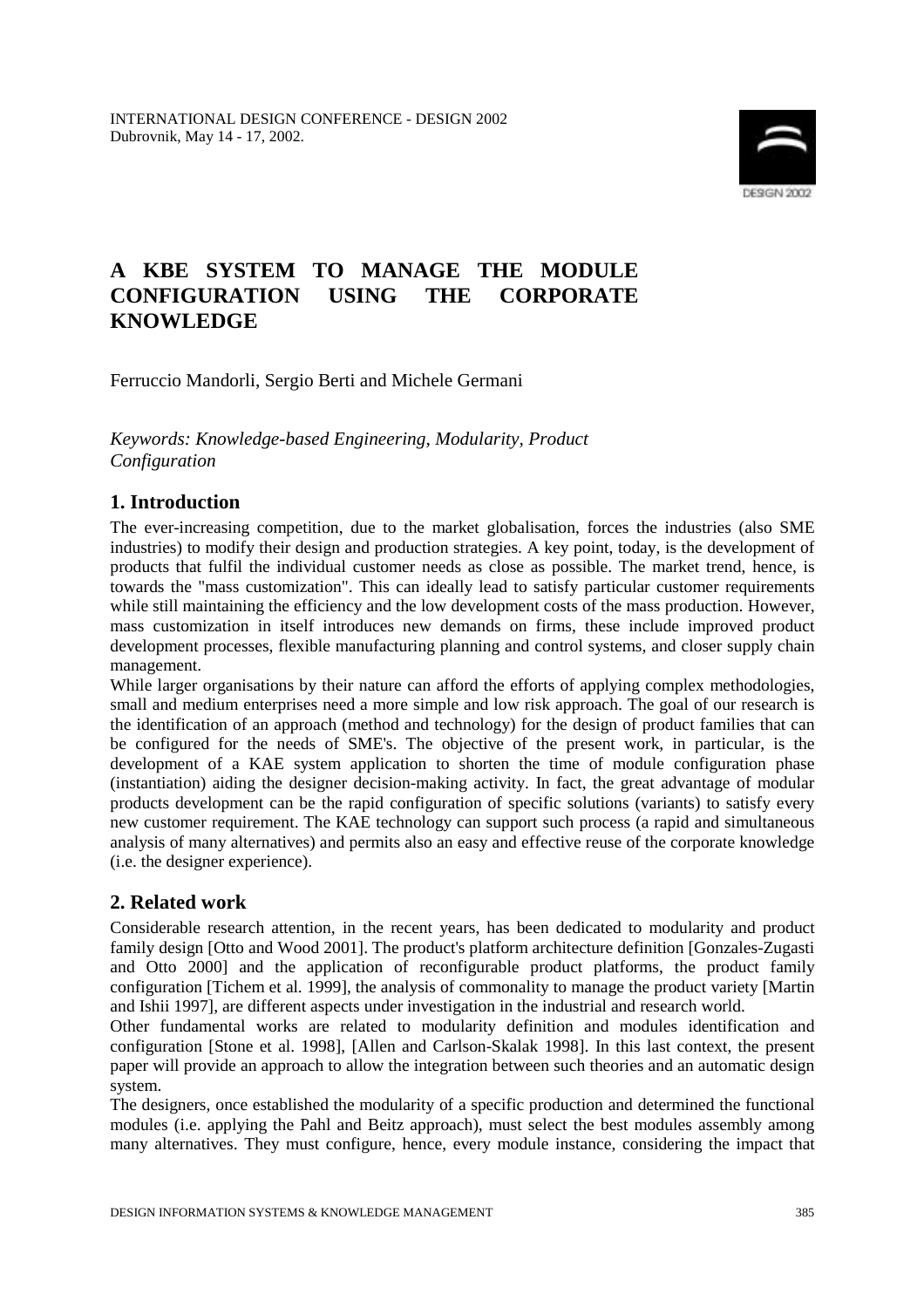# A KBE SYSTEM TO MANAGE THE MODULE CONFIGURATION USING THE CORPORATE KNOWLEDGE

Ferruccio Mandorli, Sergio Berti and Michele Germani

*Keywords: Knowledge-based Engineering, Modularity, Product Configuration*

## 1. Introduction

The ever-increasing competition, due to the market globalisation, forces the industries (also SME industries) to modify their design and production strategies. A key point, today, is the development of products that fulfil the individual customer needs as close as possible. The market trend, hence, is towards the "mass customization". This can ideally lead to satisfy particular customer requirements while still maintaining the efficiency and the low development costs of the mass production. However, mass customization in itself introduces new demands on firms, these include improved product development processes, flexible manufacturing planning and control systems, and closer supply chain management.

While larger organisations by their nature can afford the efforts of applying complex methodologies, small and medium enterprises need a more simple and low risk approach. The goal of our research is the identification of an approach (method and technology) for the design of product families that can be configured for the needs of SME's. The objective of the present work, in particular, is the development of a KAE system application to shorten the time of module configuration phase (instantiation) aiding the designer decision-making activity. In fact, the great advantage of modular products development can be the rapid configuration of specific solutions (variants) to satisfy every new customer requirement. The KAE technology can support such process (a rapid and simultaneous analysis of many alternatives) and permits also an easy and effective reuse of the corporate knowledge (i.e. the designer experience).

## 2. Related work

Considerable research attention, in the recent years, has been dedicated to modularity and product family design [Otto and Wood 2001]. The product's platform architecture definition [Gonzales-Zugasti and Otto 2000] and the application of reconfigurable product platforms, the product family configuration [Tichem et al. 1999], the analysis of commonality to manage the product variety [Martin and Ishii 1997], are different aspects under investigation in the industrial and research world.

Other fundamental works are related to modularity definition and modules identification and configuration [Stone et al. 1998], [Allen and Carlson-Skalak 1998]. In this last context, the present paper will provide an approach to allow the integration between such theories and an automatic design system.

The designers, once established the modularity of a specific production and determined the functional modules (i.e. applying the Pahl and Beitz approach), must select the best modules assembly among many alternatives. They must configure, hence, every module instance, considering the impact that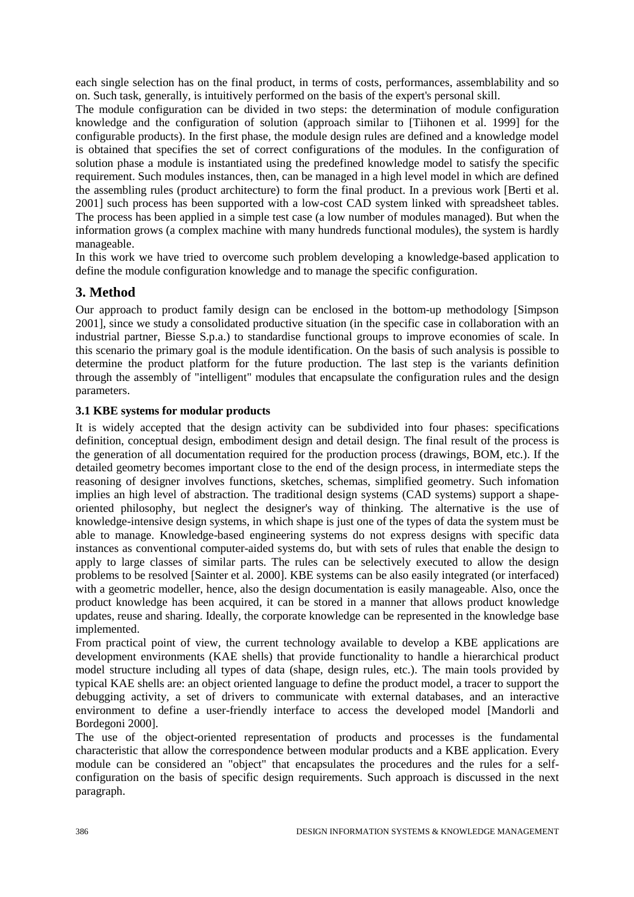each single selection has on the final product, in terms of costs, performances, assemblability and so on. Such task, generally, is intuitively performed on the basis of the expert's personal skill.

The module configuration can be divided in two steps: the determination of module configuration knowledge and the configuration of solution (approach similar to [Tiihonen et al. 1999] for the configurable products). In the first phase, the module design rules are defined and a knowledge model is obtained that specifies the set of correct configurations of the modules. In the configuration of solution phase a module is instantiated using the predefined knowledge model to satisfy the specific requirement. Such modules instances, then, can be managed in a high level model in which are defined the assembling rules (product architecture) to form the final product. In a previous work [Berti et al. 2001] such process has been supported with a low-cost CAD system linked with spreadsheet tables. The process has been applied in a simple test case (a low number of modules managed). But when the information grows (a complex machine with many hundreds functional modules), the system is hardly manageable.

In this work we have tried to overcome such problem developing a knowledge-based application to define the module configuration knowledge and to manage the specific configuration.

## 3. Method

Our approach to product family design can be enclosed in the bottom-up methodology [Simpson 2001], since we study a consolidated productive situation (in the specific case in collaboration with an industrial partner, Biesse S.p.a.) to standardise functional groups to improve economies of scale. In this scenario the primary goal is the module identification. On the basis of such analysis is possible to determine the product platform for the future production. The last step is the variants definition through the assembly of "intelligent" modules that encapsulate the configuration rules and the design parameters.

### 3.1 KBE systems for modular products

It is widely accepted that the design activity can be subdivided into four phases: specifications definition, conceptual design, embodiment design and detail design. The final result of the process is the generation of all documentation required for the production process (drawings, BOM, etc.). If the detailed geometry becomes important close to the end of the design process, in intermediate steps the reasoning of designer involves functions, sketches, schemas, simplified geometry. Such infomation implies an high level of abstraction. The traditional design systems (CAD systems) support a shape-oriented philosophy, but neglect the designer's way of thinking. The alternative is the use of knowledge-intensive design systems, in which shape is just one of the types of data the system must be able to manage. Knowledge-based engineering systems do not express designs with specific data instances as conventional computer-aided systems do, but with sets of rules that enable the design to apply to large classes of similar parts. The rules can be selectively executed to allow the design problems to be resolved [Sainter et al. 2000]. KBE systems can be also easily integrated (or interfaced) with a geometric modeller, hence, also the design documentation is easily manageable. Also, once the product knowledge has been acquired, it can be stored in a manner that allows product knowledge updates, reuse and sharing. Ideally, the corporate knowledge can be represented in the knowledge base implemented.

From practical point of view, the current technology available to develop a KBE applications are development environments (KAE shells) that provide functionality to handle a hierarchical product model structure including all types of data (shape, design rules, etc.). The main tools provided by typical KAE shells are: an object oriented language to define the product model, a tracer to support the debugging activity, a set of drivers to communicate with external databases, and an interactive environment to define a user-friendly interface to access the developed model [Mandorli and Bordegoni 2000].

The use of the object-oriented representation of products and processes is the fundamental characteristic that allow the correspondence between modular products and a KBE application. Every module can be considered an "object" that encapsulates the procedures and the rules for a self-configuration on the basis of specific design requirements. Such approach is discussed in the next paragraph.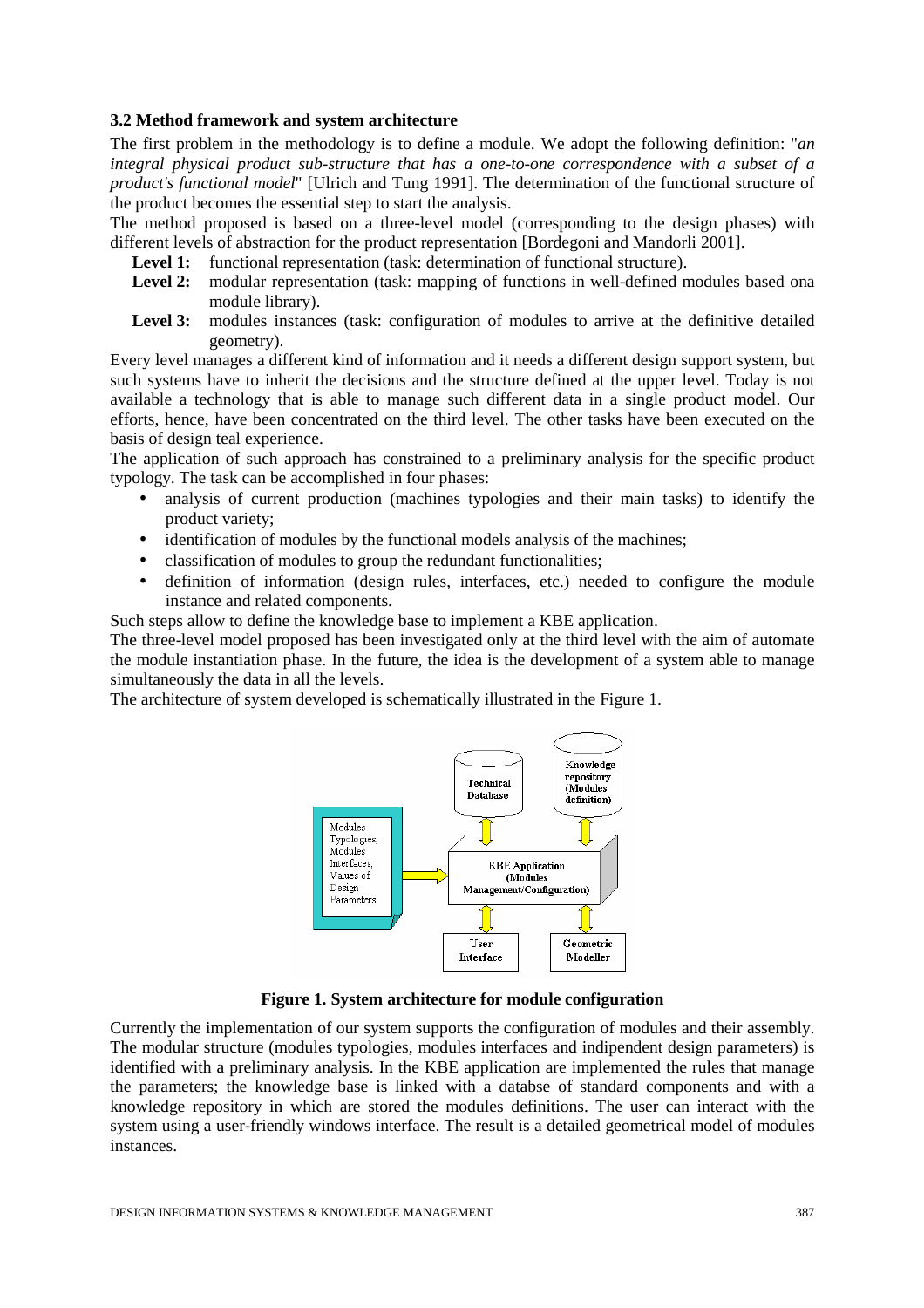### 3.2 Method framework and system architecture

The first problem in the methodology is to define a module. We adopt the following definition: "*an integral physical product sub-structure that has a one-to-one correspondence with a subset of a product's functional model*" [Ulrich and Tung 1991]. The determination of the functional structure of the product becomes the essential step to start the analysis.

The method proposed is based on a three-level model (corresponding to the design phases) with different levels of abstraction for the product representation [Bordegoni and Mandorli 2001].

- **Level 1:** functional representation (task: determination of functional structure).
- **Level 2:** modular representation (task: mapping of functions in well-defined modules based ona module library).
- **Level 3:** modules instances (task: configuration of modules to arrive at the definitive detailed geometry).

Every level manages a different kind of information and it needs a different design support system, but such systems have to inherit the decisions and the structure defined at the upper level. Today is not available a technology that is able to manage such different data in a single product model. Our efforts, hence, have been concentrated on the third level. The other tasks have been executed on the basis of design teal experience.

The application of such approach has constrained to a preliminary analysis for the specific product typology. The task can be accomplished in four phases:

- analysis of current production (machines typologies and their main tasks) to identify the product variety;
- identification of modules by the functional models analysis of the machines;
- classification of modules to group the redundant functionalities;
- definition of information (design rules, interfaces, etc.) needed to configure the module instance and related components.

Such steps allow to define the knowledge base to implement a KBE application.

The three-level model proposed has been investigated only at the third level with the aim of automate the module instantiation phase. In the future, the idea is the development of a system able to manage simultaneously the data in all the levels.

The architecture of system developed is schematically illustrated in the Figure 1.

**Figure 1. System architecture for module configuration**

Currently the implementation of our system supports the configuration of modules and their assembly. The modular structure (modules typologies, modules interfaces and indipendent design parameters) is identified with a preliminary analysis. In the KBE application are implemented the rules that manage the parameters; the knowledge base is linked with a databse of standard components and with a knowledge repository in which are stored the modules definitions. The user can interact with the system using a user-friendly windows interface. The result is a detailed geometrical model of modules instances.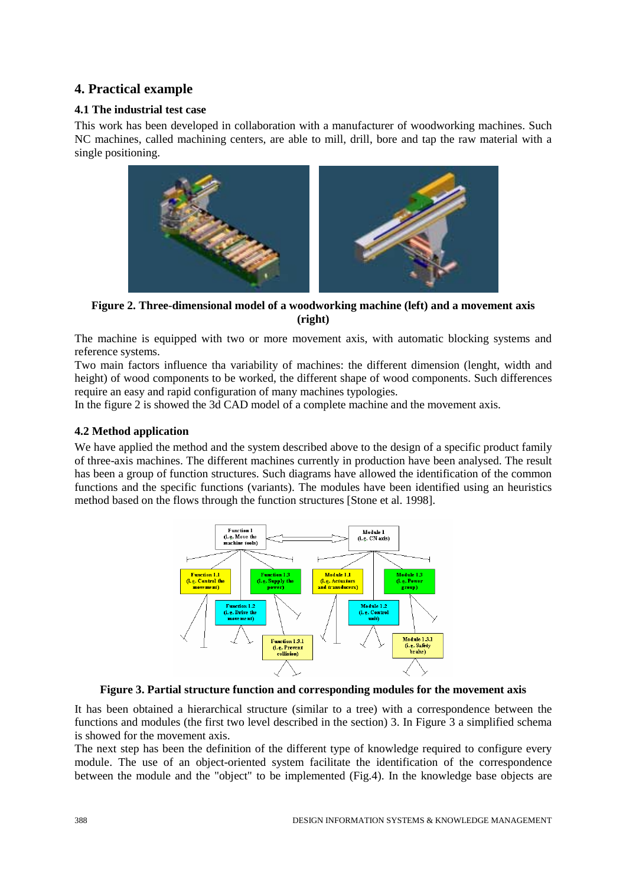## 4. Practical example

### 4.1 The industrial test case

This work has been developed in collaboration with a manufacturer of woodworking machines. Such NC machines, called machining centers, are able to mill, drill, bore and tap the raw material with a single positioning.

**Figure 2. Three-dimensional model of a woodworking machine (left) and a movement axis (right)**

The machine is equipped with two or more movement axis, with automatic blocking systems and reference systems.

Two main factors influence tha variability of machines: the different dimension (lenght, width and height) of wood components to be worked, the different shape of wood components. Such differences require an easy and rapid configuration of many machines typologies.

In the figure 2 is showed the 3d CAD model of a complete machine and the movement axis.

### 4.2 Method application

We have applied the method and the system described above to the design of a specific product family of three-axis machines. The different machines currently in production have been analysed. The result has been a group of function structures. Such diagrams have allowed the identification of the common functions and the specific functions (variants). The modules have been identified using an heuristics method based on the flows through the function structures [Stone et al. 1998].

**Figure 3. Partial structure function and corresponding modules for the movement axis**

It has been obtained a hierarchical structure (similar to a tree) with a correspondence between the functions and modules (the first two level described in the section) 3. In Figure 3 a simplified schema is showed for the movement axis.

The next step has been the definition of the different type of knowledge required to configure every module. The use of an object-oriented system facilitate the identification of the correspondence between the module and the "object" to be implemented (Fig.4). In the knowledge base objects are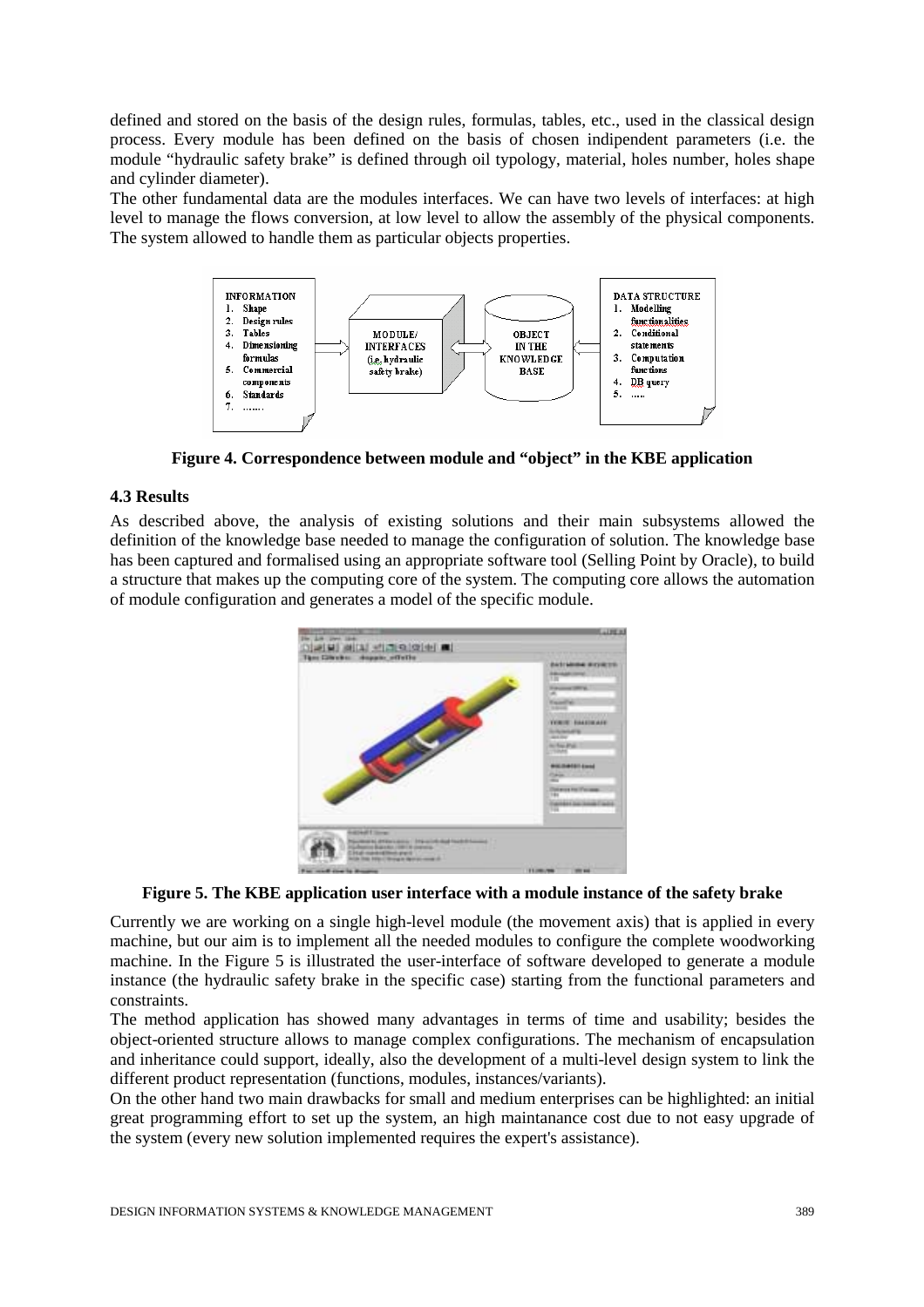defined and stored on the basis of the design rules, formulas, tables, etc., used in the classical design process. Every module has been defined on the basis of chosen indipendent parameters (i.e. the module "hydraulic safety brake" is defined through oil typology, material, holes number, holes shape and cylinder diameter).

The other fundamental data are the modules interfaces. We can have two levels of interfaces: at high level to manage the flows conversion, at low level to allow the assembly of the physical components. The system allowed to handle them as particular objects properties.

**Figure 4. Correspondence between module and "object" in the KBE application**

### 4.3 Results

As described above, the analysis of existing solutions and their main subsystems allowed the definition of the knowledge base needed to manage the configuration of solution. The knowledge base has been captured and formalised using an appropriate software tool (Selling Point by Oracle), to build a structure that makes up the computing core of the system. The computing core allows the automation of module configuration and generates a model of the specific module.

**Figure 5. The KBE application user interface with a module instance of the safety brake**

Currently we are working on a single high-level module (the movement axis) that is applied in every machine, but our aim is to implement all the needed modules to configure the complete woodworking machine. In the Figure 5 is illustrated the user-interface of software developed to generate a module instance (the hydraulic safety brake in the specific case) starting from the functional parameters and constraints.

The method application has showed many advantages in terms of time and usability; besides the object-oriented structure allows to manage complex configurations. The mechanism of encapsulation and inheritance could support, ideally, also the development of a multi-level design system to link the different product representation (functions, modules, instances/variants).

On the other hand two main drawbacks for small and medium enterprises can be highlighted: an initial great programming effort to set up the system, an high maintanance cost due to not easy upgrade of the system (every new solution implemented requires the expert's assistance).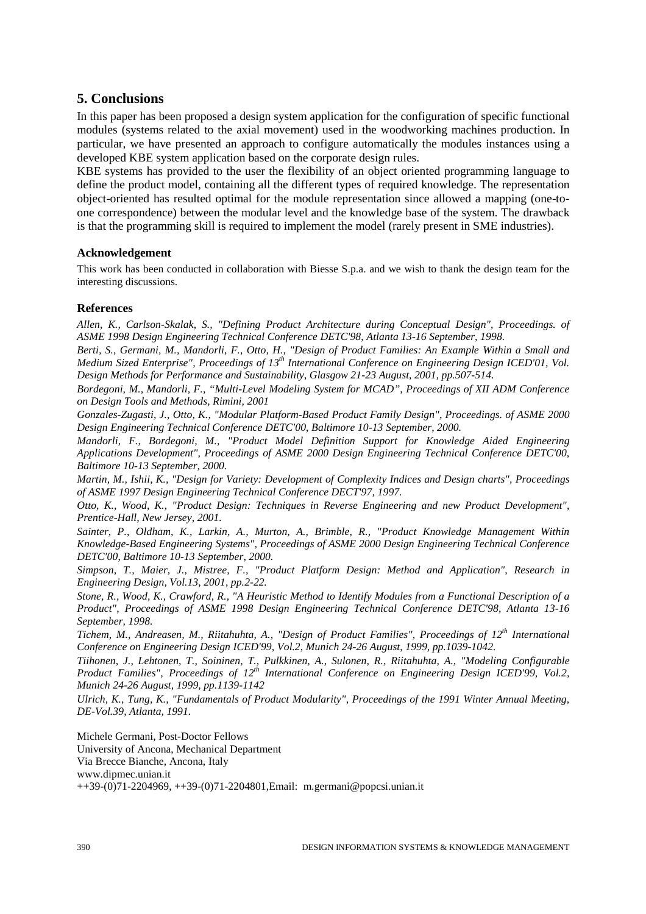## 5. Conclusions

In this paper has been proposed a design system application for the configuration of specific functional modules (systems related to the axial movement) used in the woodworking machines production. In particular, we have presented an approach to configure automatically the modules instances using a developed KBE system application based on the corporate design rules.

KBE systems has provided to the user the flexibility of an object oriented programming language to define the product model, containing all the different types of required knowledge. The representation object-oriented has resulted optimal for the module representation since allowed a mapping (one-to-one correspondence) between the modular level and the knowledge base of the system. The drawback is that the programming skill is required to implement the model (rarely present in SME industries).

### Acknowledgement

This work has been conducted in collaboration with Biesse S.p.a. and we wish to thank the design team for the interesting discussions.

### References

*Allen, K., Carlson-Skalak, S., "Defining Product Architecture during Conceptual Design", Proceedings. of ASME 1998 Design Engineering Technical Conference DETC'98, Atlanta 13-16 September, 1998.*

*Berti, S., Germani, M., Mandorli, F., Otto, H., "Design of Product Families: An Example Within a Small and Medium Sized Enterprise", Proceedings of 13th International Conference on Engineering Design ICED'01, Vol. Design Methods for Performance and Sustainability, Glasgow 21-23 August, 2001, pp.507-514.*

*Bordegoni, M., Mandorli, F., "Multi-Level Modeling System for MCAD", Proceedings of XII ADM Conference on Design Tools and Methods, Rimini, 2001*

*Gonzales-Zugasti, J., Otto, K., "Modular Platform-Based Product Family Design", Proceedings. of ASME 2000 Design Engineering Technical Conference DETC'00, Baltimore 10-13 September, 2000.*

*Mandorli, F., Bordegoni, M., "Product Model Definition Support for Knowledge Aided Engineering Applications Development", Proceedings of ASME 2000 Design Engineering Technical Conference DETC'00, Baltimore 10-13 September, 2000.*

*Martin, M., Ishii, K., "Design for Variety: Development of Complexity Indices and Design charts", Proceedings of ASME 1997 Design Engineering Technical Conference DECT'97, 1997.*

*Otto, K., Wood, K., "Product Design: Techniques in Reverse Engineering and new Product Development", Prentice-Hall, New Jersey, 2001.*

*Sainter, P., Oldham, K., Larkin, A., Murton, A., Brimble, R., "Product Knowledge Management Within Knowledge-Based Engineering Systems", Proceedings of ASME 2000 Design Engineering Technical Conference DETC'00, Baltimore 10-13 September, 2000.*

*Simpson, T., Maier, J., Mistree, F., "Product Platform Design: Method and Application", Research in Engineering Design, Vol.13, 2001, pp.2-22.*

*Stone, R., Wood, K., Crawford, R., "A Heuristic Method to Identify Modules from a Functional Description of a Product", Proceedings of ASME 1998 Design Engineering Technical Conference DETC'98, Atlanta 13-16 September, 1998.*

*Tichem, M., Andreasen, M., Riitahuhta, A., "Design of Product Families", Proceedings of 12th International Conference on Engineering Design ICED'99, Vol.2, Munich 24-26 August, 1999, pp.1039-1042.*

*Tiihonen, J., Lehtonen, T., Soininen, T., Pulkkinen, A., Sulonen, R., Riitahuhta, A., "Modeling Configurable Product Families", Proceedings of 12th International Conference on Engineering Design ICED'99, Vol.2, Munich 24-26 August, 1999, pp.1139-1142*

*Ulrich, K., Tung, K., "Fundamentals of Product Modularity", Proceedings of the 1991 Winter Annual Meeting, DE-Vol.39, Atlanta, 1991.*

Michele Germani, Post-Doctor Fellows
University of Ancona, Mechanical Department
Via Brecce Bianche, Ancona, Italy
www.dipmec.unian.it
++39-(0)71-2204969, ++39-(0)71-2204801,Email: m.germani@popcsi.unian.it